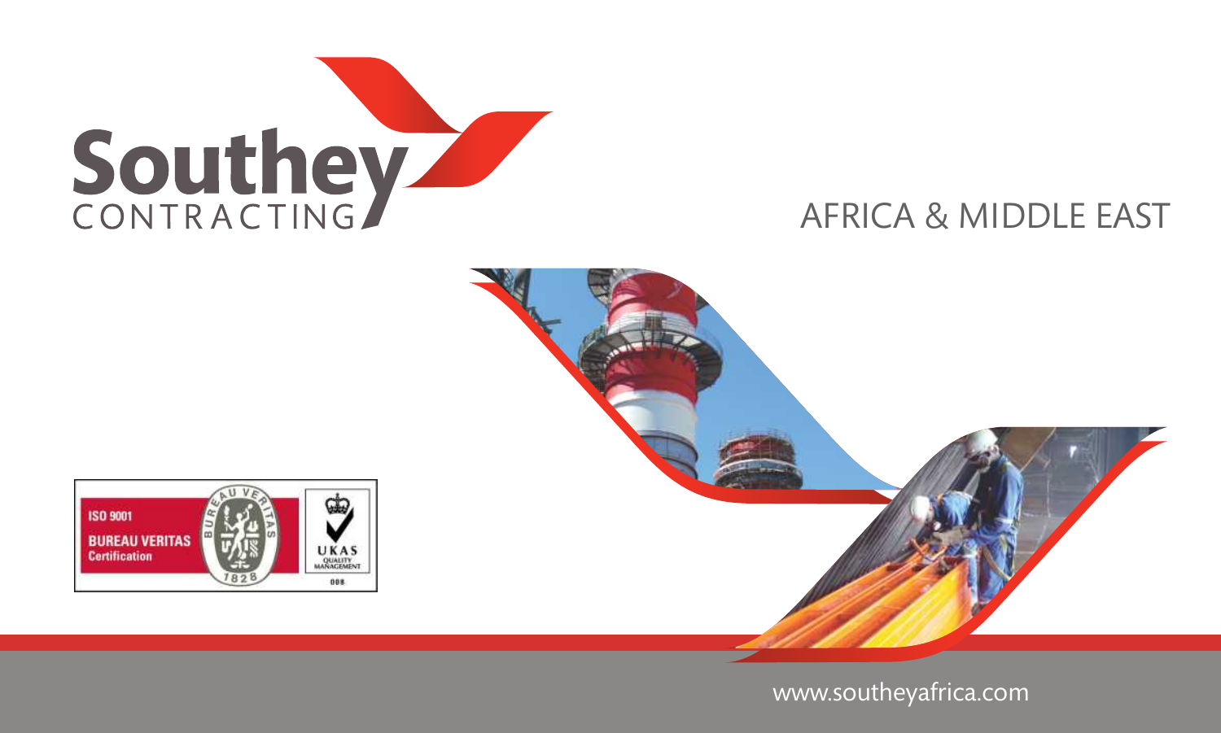# Southey

CONTRACTING

## AFRICA & MIDDLE EAST

ISO 9001
BUREAU VERITAS
Certification

UKAS
QUALITY MANAGEMENT
008

www.southeyafrica.com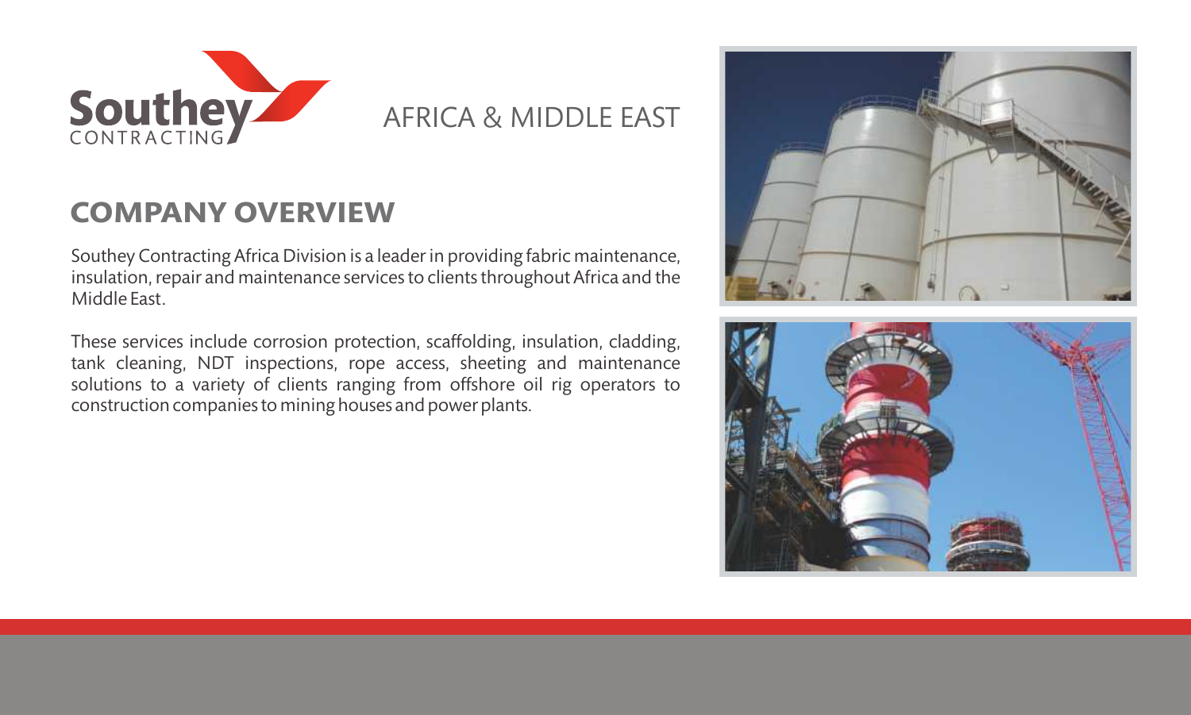Southey CONTRACTING

AFRICA & MIDDLE EAST

## COMPANY OVERVIEW

Southey Contracting Africa Division is a leader in providing fabric maintenance, insulation, repair and maintenance services to clients throughout Africa and the Middle East.

These services include corrosion protection, scaffolding, insulation, cladding, tank cleaning, NDT inspections, rope access, sheeting and maintenance solutions to a variety of clients ranging from offshore oil rig operators to construction companies to mining houses and power plants.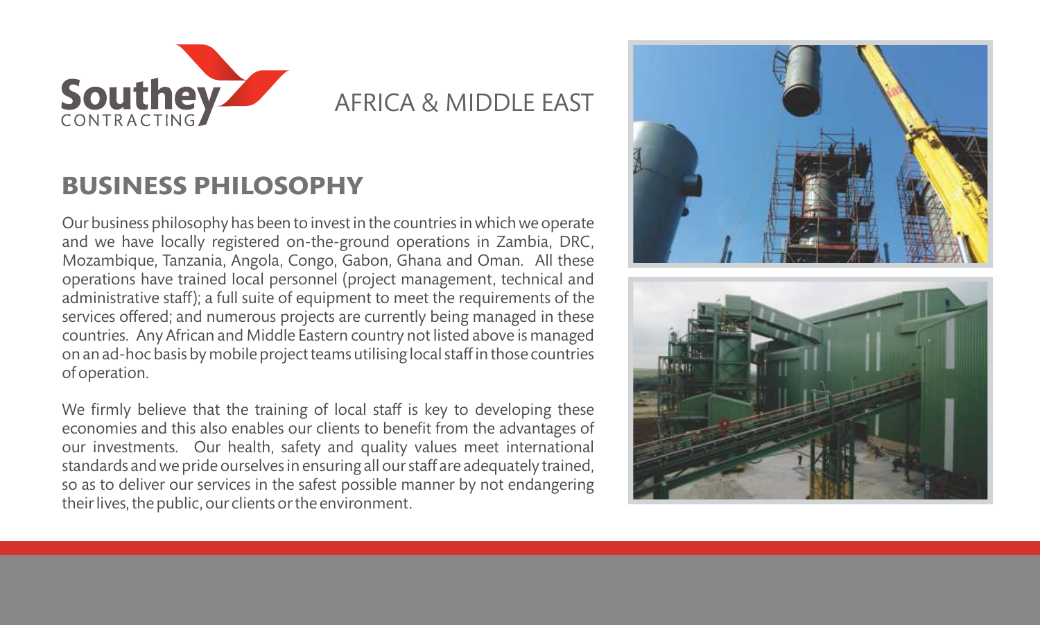Southey CONTRACTING

AFRICA & MIDDLE EAST

## BUSINESS PHILOSOPHY

Our business philosophy has been to invest in the countries in which we operate and we have locally registered on-the-ground operations in Zambia, DRC, Mozambique, Tanzania, Angola, Congo, Gabon, Ghana and Oman. All these operations have trained local personnel (project management, technical and administrative staff); a full suite of equipment to meet the requirements of the services offered; and numerous projects are currently being managed in these countries. Any African and Middle Eastern country not listed above is managed on an ad-hoc basis by mobile project teams utilising local staff in those countries of operation.

We firmly believe that the training of local staff is key to developing these economies and this also enables our clients to benefit from the advantages of our investments. Our health, safety and quality values meet international standards and we pride ourselves in ensuring all our staff are adequately trained, so as to deliver our services in the safest possible manner by not endangering their lives, the public, our clients or the environment.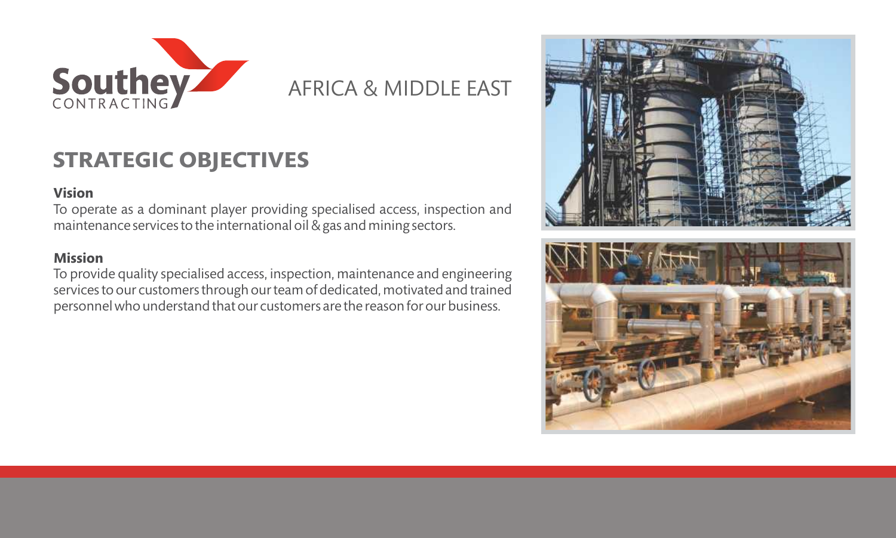Southey CONTRACTING

AFRICA & MIDDLE EAST

## STRATEGIC OBJECTIVES

**Vision**

To operate as a dominant player providing specialised access, inspection and maintenance services to the international oil & gas and mining sectors.

**Mission**

To provide quality specialised access, inspection, maintenance and engineering services to our customers through our team of dedicated, motivated and trained personnel who understand that our customers are the reason for our business.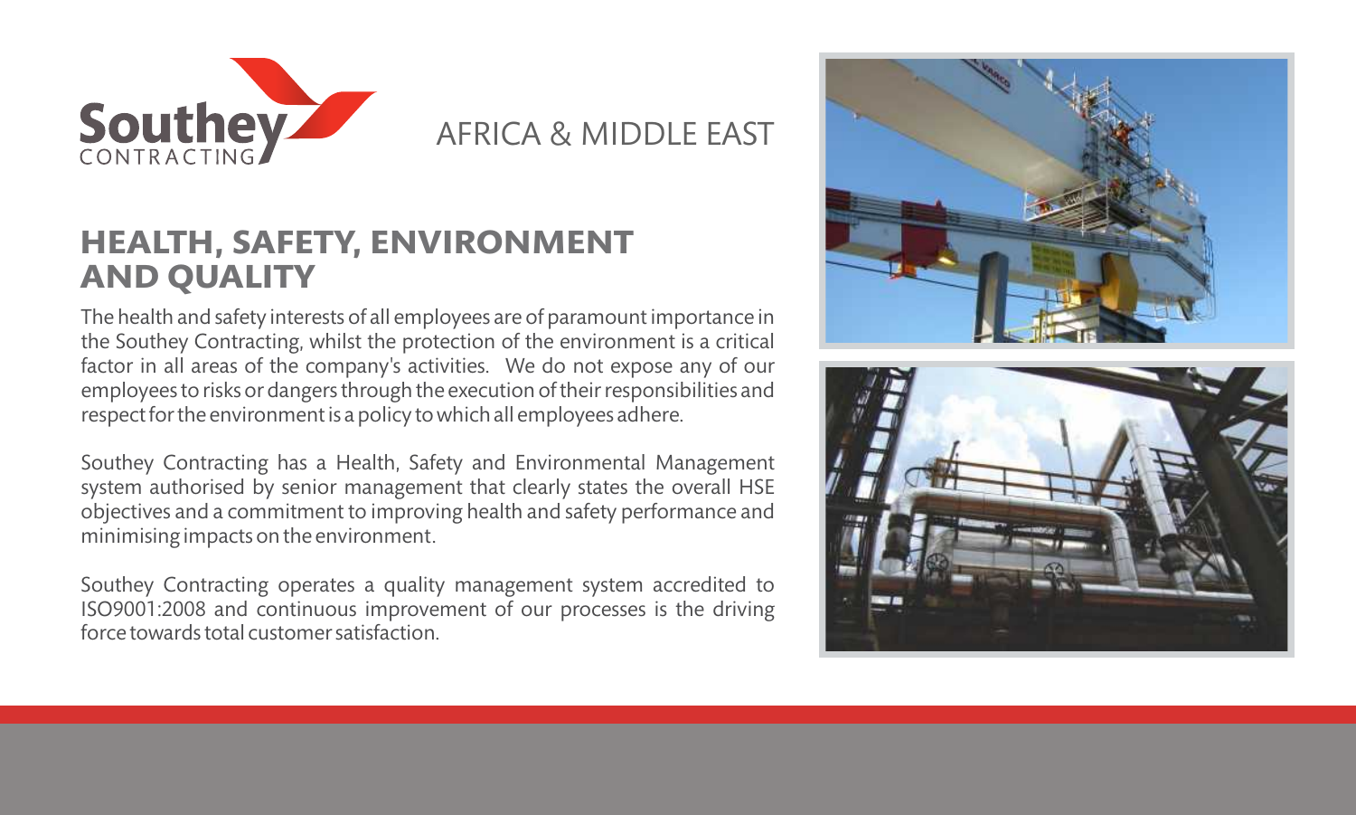Southey CONTRACTING

AFRICA & MIDDLE EAST

## HEALTH, SAFETY, ENVIRONMENT AND QUALITY

The health and safety interests of all employees are of paramount importance in the Southey Contracting, whilst the protection of the environment is a critical factor in all areas of the company's activities. We do not expose any of our employees to risks or dangers through the execution of their responsibilities and respect for the environment is a policy to which all employees adhere.

Southey Contracting has a Health, Safety and Environmental Management system authorised by senior management that clearly states the overall HSE objectives and a commitment to improving health and safety performance and minimising impacts on the environment.

Southey Contracting operates a quality management system accredited to ISO9001:2008 and continuous improvement of our processes is the driving force towards total customer satisfaction.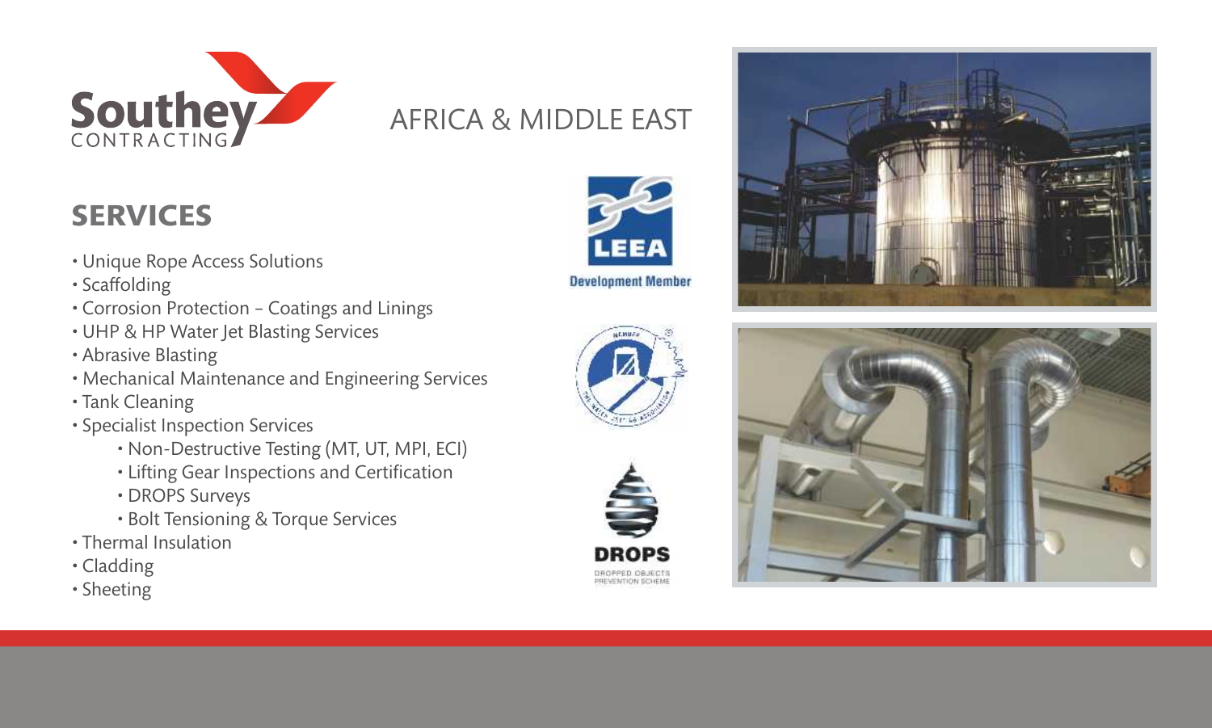Southey CONTRACTING

AFRICA & MIDDLE EAST

## SERVICES

- Unique Rope Access Solutions
- Scaffolding
- Corrosion Protection – Coatings and Linings
- UHP & HP Water Jet Blasting Services
- Abrasive Blasting
- Mechanical Maintenance and Engineering Services
- Tank Cleaning
- Specialist Inspection Services
  - Non-Destructive Testing (MT, UT, MPI, ECI)
  - Lifting Gear Inspections and Certification
  - DROPS Surveys
  - Bolt Tensioning & Torque Services
- Thermal Insulation
- Cladding
- Sheeting

LEEA Development Member

DROPS DROPPED OBJECTS PREVENTION SCHEME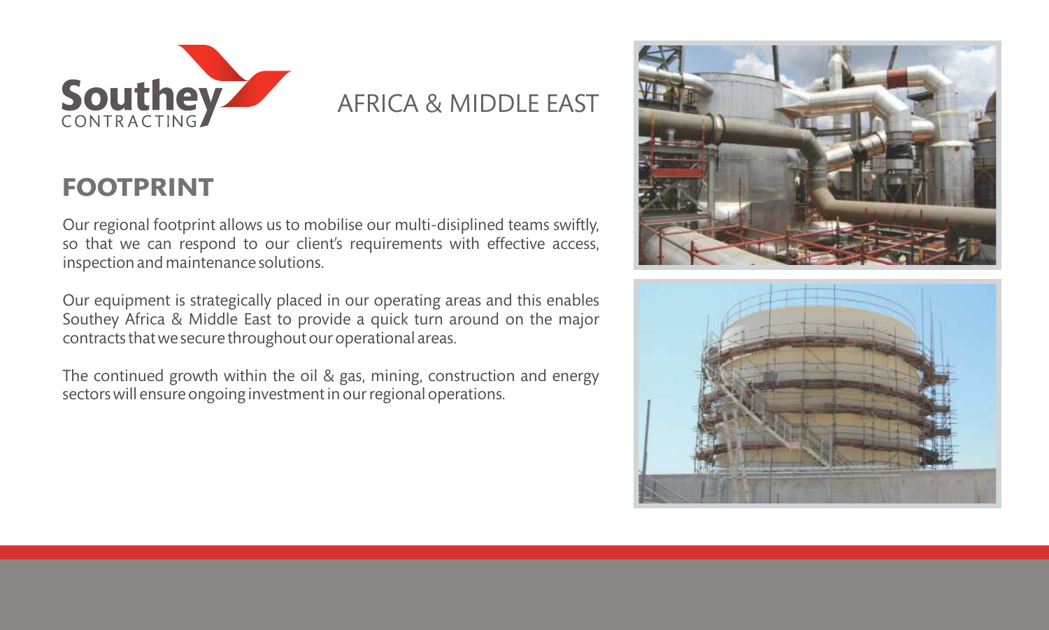Southey
CONTRACTING

AFRICA & MIDDLE EAST

## FOOTPRINT

Our regional footprint allows us to mobilise our multi-disiplined teams swiftly, so that we can respond to our client's requirements with effective access, inspection and maintenance solutions.

Our equipment is strategically placed in our operating areas and this enables Southey Africa & Middle East to provide a quick turn around on the major contracts that we secure throughout our operational areas.

The continued growth within the oil & gas, mining, construction and energy sectors will ensure ongoing investment in our regional operations.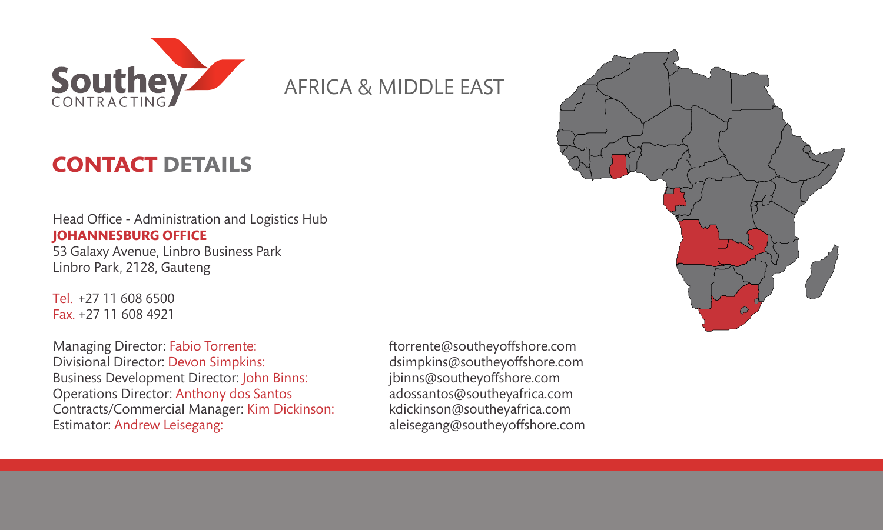Southey CONTRACTING

AFRICA & MIDDLE EAST

## CONTACT DETAILS

Head Office - Administration and Logistics Hub
**JOHANNESBURG OFFICE**
53 Galaxy Avenue, Linbro Business Park
Linbro Park, 2128, Gauteng

Tel. +27 11 608 6500
Fax. +27 11 608 4921

Managing Director: Fabio Torrente: ftorrente@southeyoffshore.com
Divisional Director: Devon Simpkins: dsimpkins@southeyoffshore.com
Business Development Director: John Binns: jbinns@southeyoffshore.com
Operations Director: Anthony dos Santos adossantos@southeyafrica.com
Contracts/Commercial Manager: Kim Dickinson: kdickinson@southeyafrica.com
Estimator: Andrew Leisegang: aleisegang@southeyoffshore.com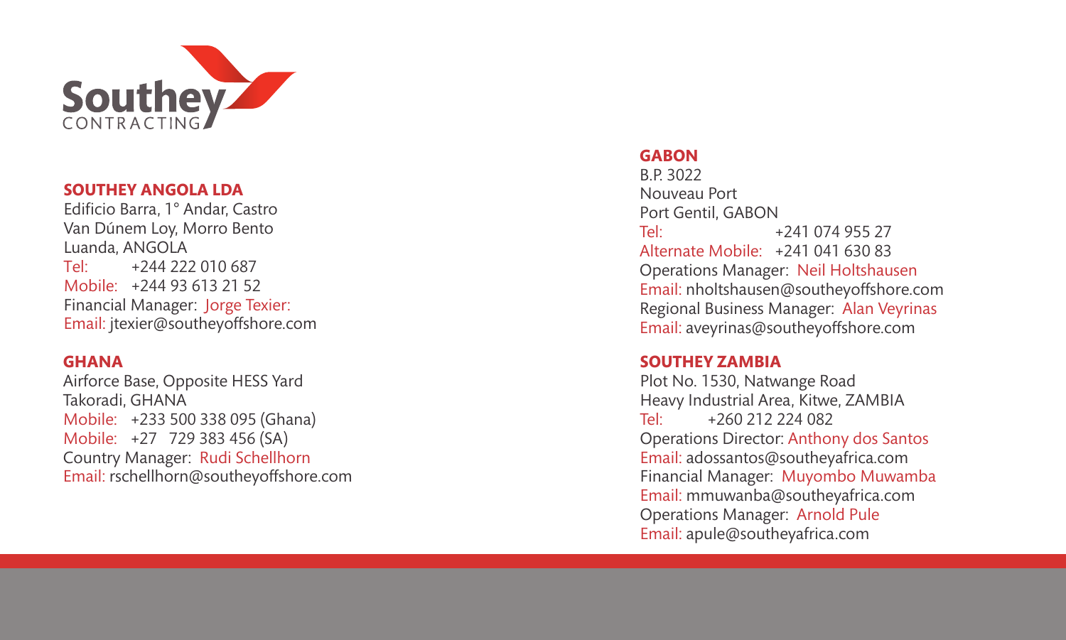Southey CONTRACTING

## SOUTHEY ANGOLA LDA

Edificio Barra, 1° Andar, Castro
Van Dúnem Loy, Morro Bento
Luanda, ANGOLA
Tel: +244 222 010 687
Mobile: +244 93 613 21 52
Financial Manager: Jorge Texier:
Email: jtexier@southeyoffshore.com

## GHANA

Airforce Base, Opposite HESS Yard
Takoradi, GHANA
Mobile: +233 500 338 095 (Ghana)
Mobile: +27 729 383 456 (SA)
Country Manager: Rudi Schellhorn
Email: rschellhorn@southeyoffshore.com

## GABON

B.P. 3022
Nouveau Port
Port Gentil, GABON
Tel: +241 074 955 27
Alternate Mobile: +241 041 630 83
Operations Manager: Neil Holtshausen
Email: nholtshausen@southeyoffshore.com
Regional Business Manager: Alan Veyrinas
Email: aveyrinas@southeyoffshore.com

## SOUTHEY ZAMBIA

Plot No. 1530, Natwange Road
Heavy Industrial Area, Kitwe, ZAMBIA
Tel: +260 212 224 082
Operations Director: Anthony dos Santos
Email: adossantos@southeyafrica.com
Financial Manager: Muyombo Muwamba
Email: mmuwanba@southeyafrica.com
Operations Manager: Arnold Pule
Email: apule@southeyafrica.com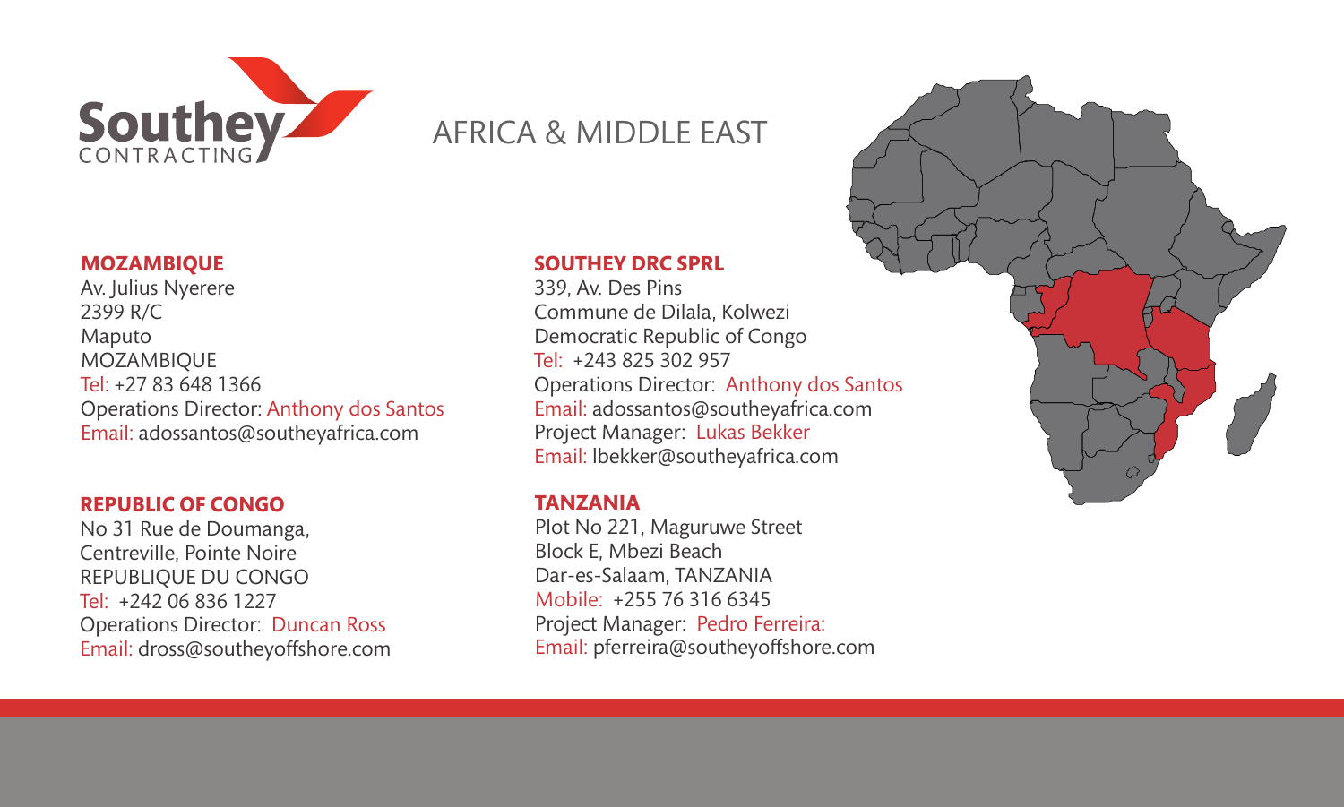Southey CONTRACTING

# AFRICA & MIDDLE EAST

## MOZAMBIQUE

Av. Julius Nyerere
2399 R/C
Maputo
MOZAMBIQUE
Tel: +27 83 648 1366
Operations Director: Anthony dos Santos
Email: adossantos@southeyafrica.com

## REPUBLIC OF CONGO

No 31 Rue de Doumanga,
Centreville, Pointe Noire
REPUBLIQUE DU CONGO
Tel: +242 06 836 1227
Operations Director: Duncan Ross
Email: dross@southeyoffshore.com

## SOUTHEY DRC SPRL

339, Av. Des Pins
Commune de Dilala, Kolwezi
Democratic Republic of Congo
Tel: +243 825 302 957
Operations Director: Anthony dos Santos
Email: adossantos@southeyafrica.com
Project Manager: Lukas Bekker
Email: lbekker@southeyafrica.com

## TANZANIA

Plot No 221, Maguruwe Street
Block E, Mbezi Beach
Dar-es-Salaam, TANZANIA
Mobile: +255 76 316 6345
Project Manager: Pedro Ferreira:
Email: pferreira@southeyoffshore.com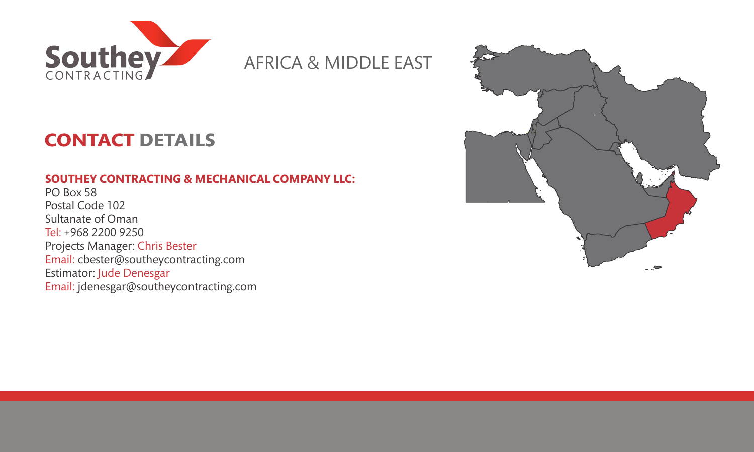Southey
CONTRACTING

AFRICA & MIDDLE EAST

# CONTACT DETAILS

**SOUTHEY CONTRACTING & MECHANICAL COMPANY LLC:**

PO Box 58
Postal Code 102
Sultanate of Oman
Tel: +968 2200 9250
Projects Manager: Chris Bester
Email: cbester@southeycontracting.com
Estimator: Jude Denesgar
Email: jdenesgar@southeycontracting.com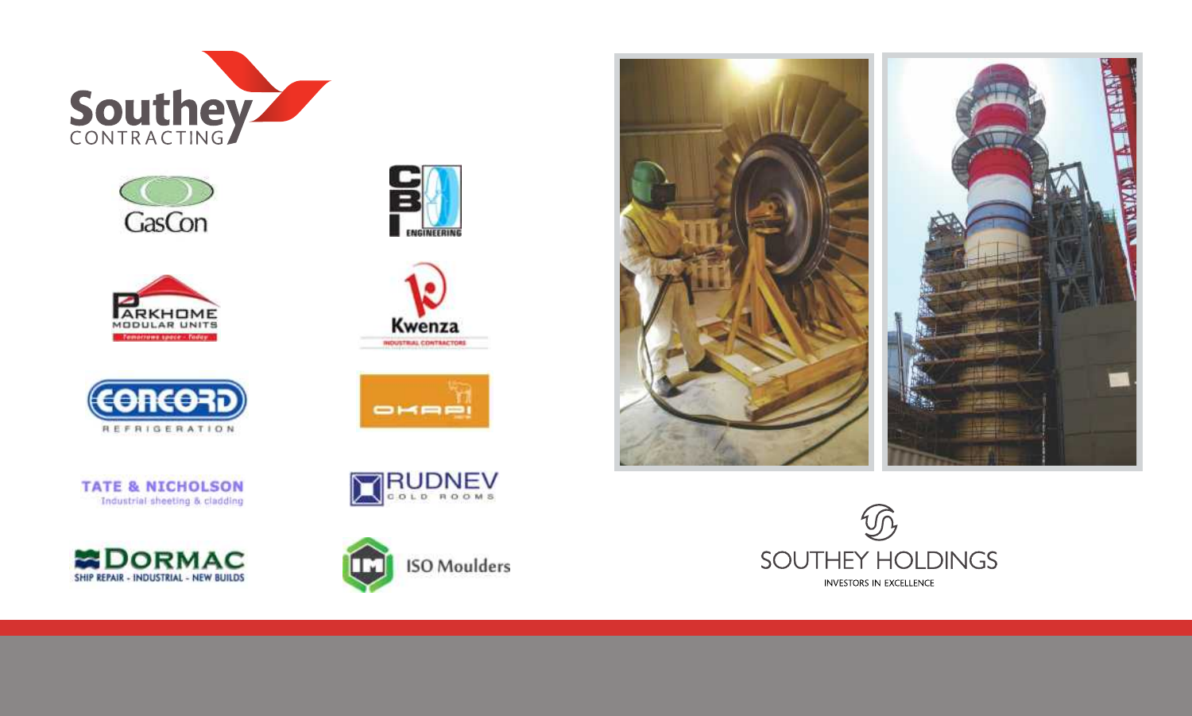Southey CONTRACTING

GasCon

CBI ENGINEERING

PARKHOME MODULAR UNITS
Tomorrows space - Today

Kwenza
INDUSTRIAL CONTRACTORS

CONCORD REFRIGERATION

OKAPI

TATE & NICHOLSON
Industrial sheeting & cladding

RUDNEV COLD ROOMS

DORMAC
SHIP REPAIR - INDUSTRIAL - NEW BUILDS

ISO Moulders

SOUTHEY HOLDINGS
INVESTORS IN EXCELLENCE